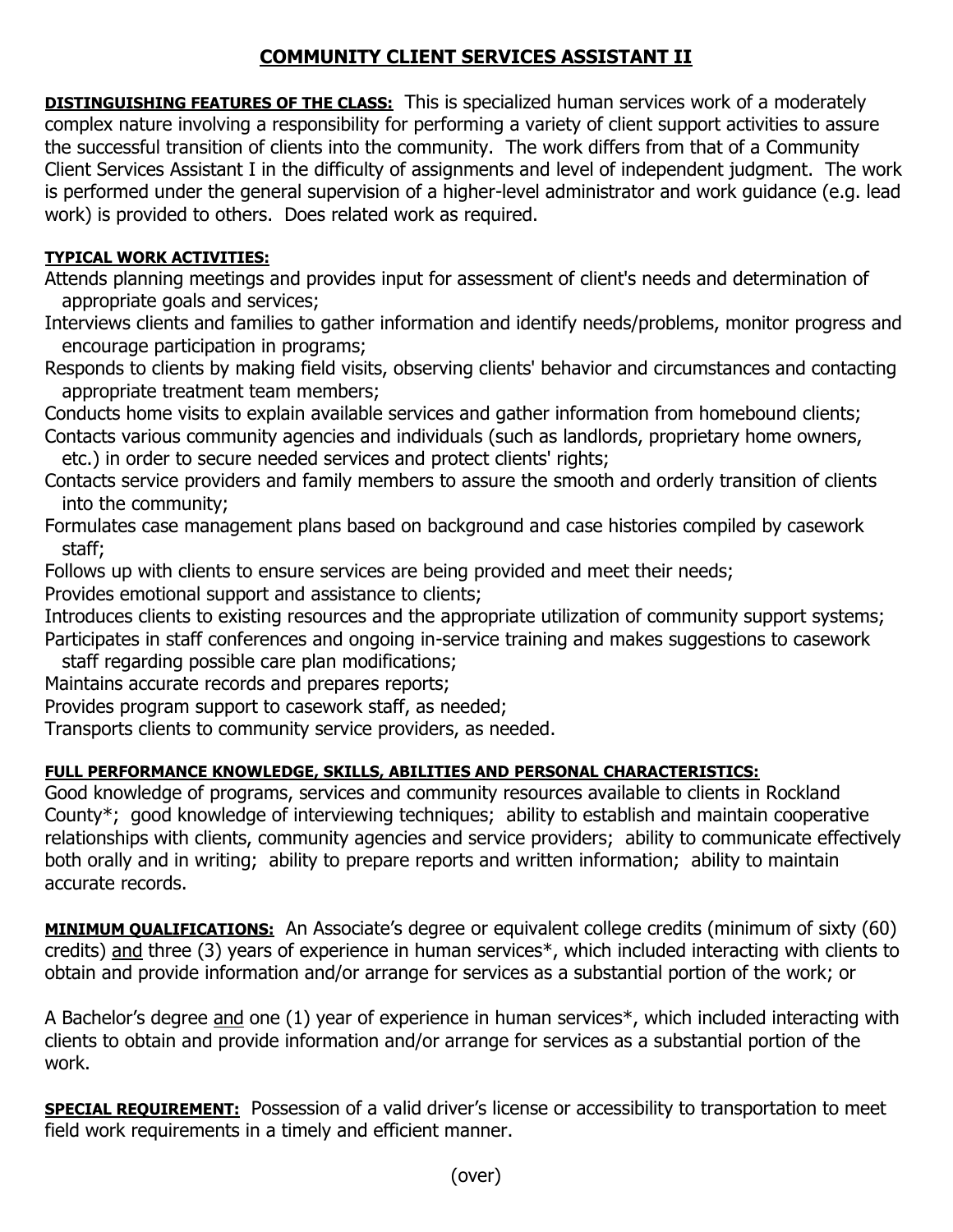# COMMUNITY CLIENT SERVICES ASSISTANT II

**DISTINGUISHING FEATURES OF THE CLASS:** This is specialized human services work of a moderately complex nature involving a responsibility for performing a variety of client support activities to assure the successful transition of clients into the community. The work differs from that of a Community Client Services Assistant I in the difficulty of assignments and level of independent judgment. The work is performed under the general supervision of a higher-level administrator and work guidance (e.g. lead work) is provided to others. Does related work as required.

**TYPICAL WORK ACTIVITIES:**

Attends planning meetings and provides input for assessment of client's needs and determination of appropriate goals and services;
Interviews clients and families to gather information and identify needs/problems, monitor progress and encourage participation in programs;
Responds to clients by making field visits, observing clients' behavior and circumstances and contacting appropriate treatment team members;
Conducts home visits to explain available services and gather information from homebound clients;
Contacts various community agencies and individuals (such as landlords, proprietary home owners, etc.) in order to secure needed services and protect clients' rights;
Contacts service providers and family members to assure the smooth and orderly transition of clients into the community;
Formulates case management plans based on background and case histories compiled by casework staff;
Follows up with clients to ensure services are being provided and meet their needs;
Provides emotional support and assistance to clients;
Introduces clients to existing resources and the appropriate utilization of community support systems;
Participates in staff conferences and ongoing in-service training and makes suggestions to casework staff regarding possible care plan modifications;
Maintains accurate records and prepares reports;
Provides program support to casework staff, as needed;
Transports clients to community service providers, as needed.

**FULL PERFORMANCE KNOWLEDGE, SKILLS, ABILITIES AND PERSONAL CHARACTERISTICS:**
Good knowledge of programs, services and community resources available to clients in Rockland County*; good knowledge of interviewing techniques; ability to establish and maintain cooperative relationships with clients, community agencies and service providers; ability to communicate effectively both orally and in writing; ability to prepare reports and written information; ability to maintain accurate records.

**MINIMUM QUALIFICATIONS:** An Associate's degree or equivalent college credits (minimum of sixty (60) credits) and three (3) years of experience in human services*, which included interacting with clients to obtain and provide information and/or arrange for services as a substantial portion of the work; or

A Bachelor's degree and one (1) year of experience in human services*, which included interacting with clients to obtain and provide information and/or arrange for services as a substantial portion of the work.

**SPECIAL REQUIREMENT:** Possession of a valid driver's license or accessibility to transportation to meet field work requirements in a timely and efficient manner.

(over)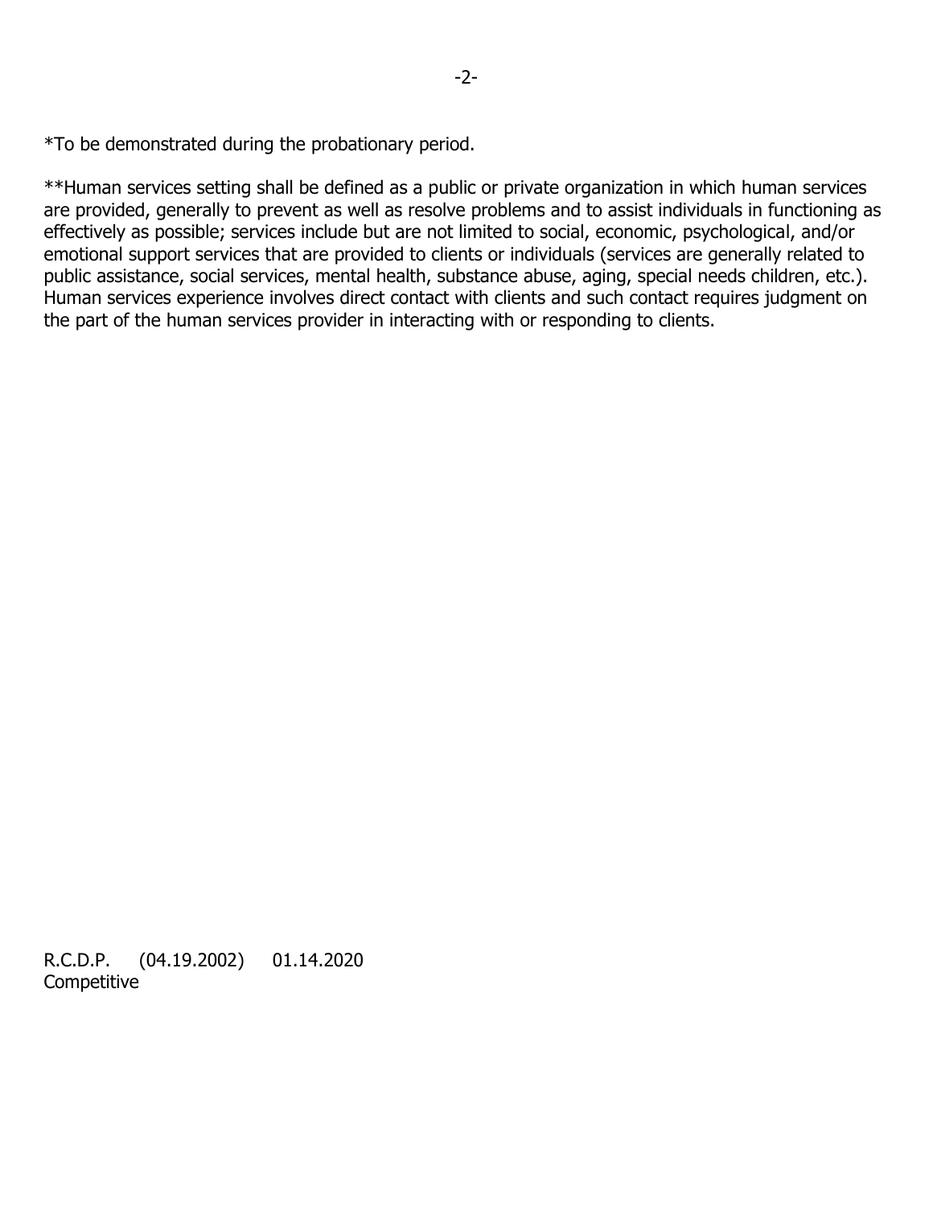*To be demonstrated during the probationary period.

**Human services setting shall be defined as a public or private organization in which human services are provided, generally to prevent as well as resolve problems and to assist individuals in functioning as effectively as possible; services include but are not limited to social, economic, psychological, and/or emotional support services that are provided to clients or individuals (services are generally related to public assistance, social services, mental health, substance abuse, aging, special needs children, etc.). Human services experience involves direct contact with clients and such contact requires judgment on the part of the human services provider in interacting with or responding to clients.

R.C.D.P. (04.19.2002) 01.14.2020
Competitive